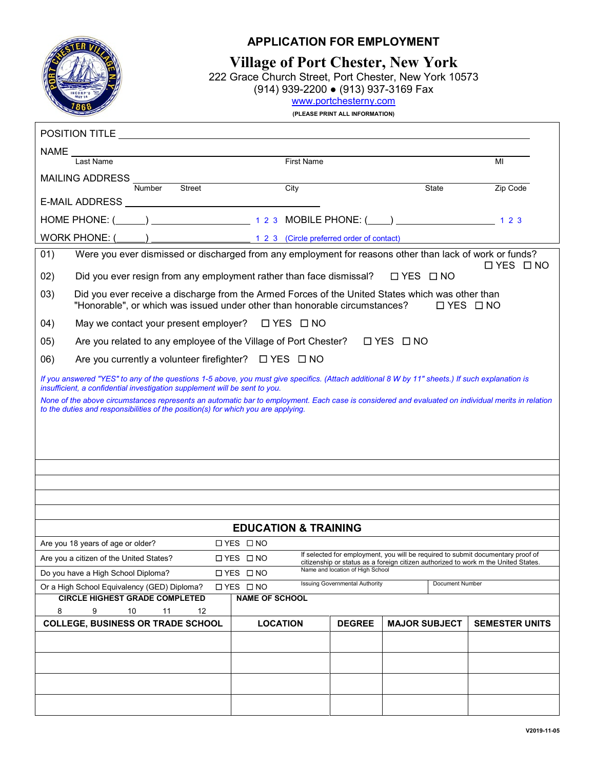# APPLICATION FOR EMPLOYMENT

## Village of Port Chester, New York

222 Grace Church Street, Port Chester, New York 10573
(914) 939-2200 ● (913) 937-3169 Fax
www.portchesterny.com

**(PLEASE PRINT ALL INFORMATION)**

POSITION TITLE ____________________________________________

NAME ____________________________________________
Last Name First Name MI

MAILING ADDRESS ____________________________________________
Number Street City State Zip Code

E-MAIL ADDRESS ____________________________

HOME PHONE: (\_\_\_\_\_) ______________ 1 2 3 MOBILE PHONE: (\_\_\_\_) ______________ 1 2 3

WORK PHONE: (\_\_\_\_\_) ______________ 1 2 3 (Circle preferred order of contact)

01) Were you ever dismissed or discharged from any employment for reasons other than lack of work or funds? ☐ YES ☐ NO

02) Did you ever resign from any employment rather than face dismissal? ☐ YES ☐ NO

03) Did you ever receive a discharge from the Armed Forces of the United States which was other than "Honorable", or which was issued under other than honorable circumstances? ☐ YES ☐ NO

04) May we contact your present employer? ☐ YES ☐ NO

05) Are you related to any employee of the Village of Port Chester? ☐ YES ☐ NO

06) Are you currently a volunteer firefighter? ☐ YES ☐ NO

*If you answered "YES" to any of the questions 1-5 above, you must give specifics. (Attach additional 8 W by 11" sheets.) If such explanation is insufficient, a confidential investigation supplement will be sent to you.*

*None of the above circumstances represents an automatic bar to employment. Each case is considered and evaluated on individual merits in relation to the duties and responsibilities of the position(s) for which you are applying.*

## EDUCATION & TRAINING

| | | |
|---|---|---|
| Are you 18 years of age or older? | ☐ YES ☐ NO | |
| Are you a citizen of the United States? | ☐ YES ☐ NO | If selected for employment, you will be required to submit documentary proof of citizenship or status as a foreign citizen authorized to work m the United States. |
| Do you have a High School Diploma? | ☐ YES ☐ NO | Name and location of High School |
| Or a High School Equivalency (GED) Diploma? | ☐ YES ☐ NO | Issuing Governmental Authority / Document Number |

| CIRCLE HIGHEST GRADE COMPLETED | NAME OF SCHOOL |
|---|---|
| 8 9 10 11 12 | |

| COLLEGE, BUSINESS OR TRADE SCHOOL | LOCATION | DEGREE | MAJOR SUBJECT | SEMESTER UNITS |
|---|---|---|---|---|
| | | | | |
| | | | | |
| | | | | |
| | | | | |

V2019-11-05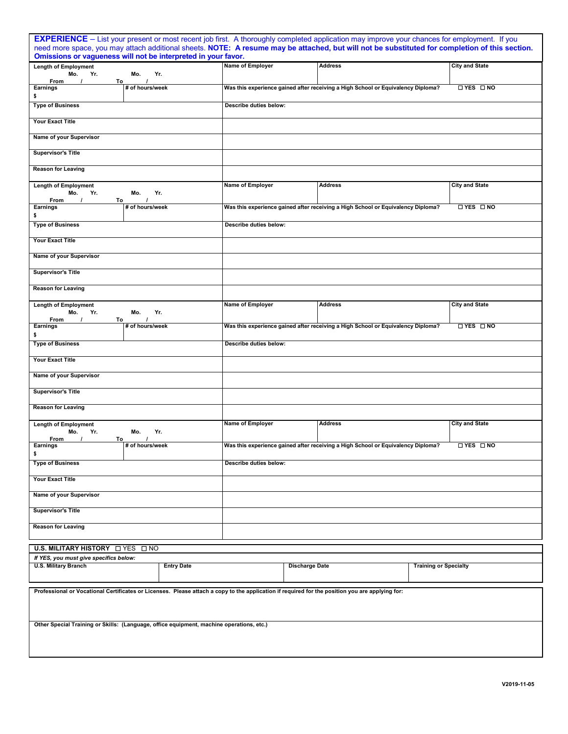**EXPERIENCE** – List your present or most recent job first. A thoroughly completed application may improve your chances for employment. If you need more space, you may attach additional sheets. **NOTE: A resume may be attached, but will not be substituted for completion of this section. Omissions or vagueness will not be interpreted in your favor.**

| Length of Employment<br>Mo. Yr. Mo. Yr.<br>From / To / | | Name of Employer | Address | City and State |
|---|---|---|---|---|
| Earnings<br>$ | # of hours/week | Was this experience gained after receiving a High School or Equivalency Diploma? | | ☐ YES ☐ NO |
| Type of Business | | Describe duties below: | | |
| Your Exact Title | | | | |
| Name of your Supervisor | | | | |
| Supervisor's Title | | | | |
| Reason for Leaving | | | | |

| Length of Employment<br>Mo. Yr. Mo. Yr.<br>From / To / | | Name of Employer | Address | City and State |
|---|---|---|---|---|
| Earnings<br>$ | # of hours/week | Was this experience gained after receiving a High School or Equivalency Diploma? | | ☐ YES ☐ NO |
| Type of Business | | Describe duties below: | | |
| Your Exact Title | | | | |
| Name of your Supervisor | | | | |
| Supervisor's Title | | | | |
| Reason for Leaving | | | | |

| Length of Employment<br>Mo. Yr. Mo. Yr.<br>From / To / | | Name of Employer | Address | City and State |
|---|---|---|---|---|
| Earnings<br>$ | # of hours/week | Was this experience gained after receiving a High School or Equivalency Diploma? | | ☐ YES ☐ NO |
| Type of Business | | Describe duties below: | | |
| Your Exact Title | | | | |
| Name of your Supervisor | | | | |
| Supervisor's Title | | | | |
| Reason for Leaving | | | | |

| Length of Employment<br>Mo. Yr. Mo. Yr.<br>From / To / | | Name of Employer | Address | City and State |
|---|---|---|---|---|
| Earnings<br>$ | # of hours/week | Was this experience gained after receiving a High School or Equivalency Diploma? | | ☐ YES ☐ NO |
| Type of Business | | Describe duties below: | | |
| Your Exact Title | | | | |
| Name of your Supervisor | | | | |
| Supervisor's Title | | | | |
| Reason for Leaving | | | | |

**U.S. MILITARY HISTORY** ☐ YES ☐ NO

*If YES, you must give specifics below:*

| U.S. Military Branch | Entry Date | Discharge Date | Training or Specialty |
|---|---|---|---|
| | | | |

**Professional or Vocational Certificates or Licenses. Please attach a copy to the application if required for the position you are applying for:**

**Other Special Training or Skills: (Language, office equipment, machine operations, etc.)**

V2019-11-05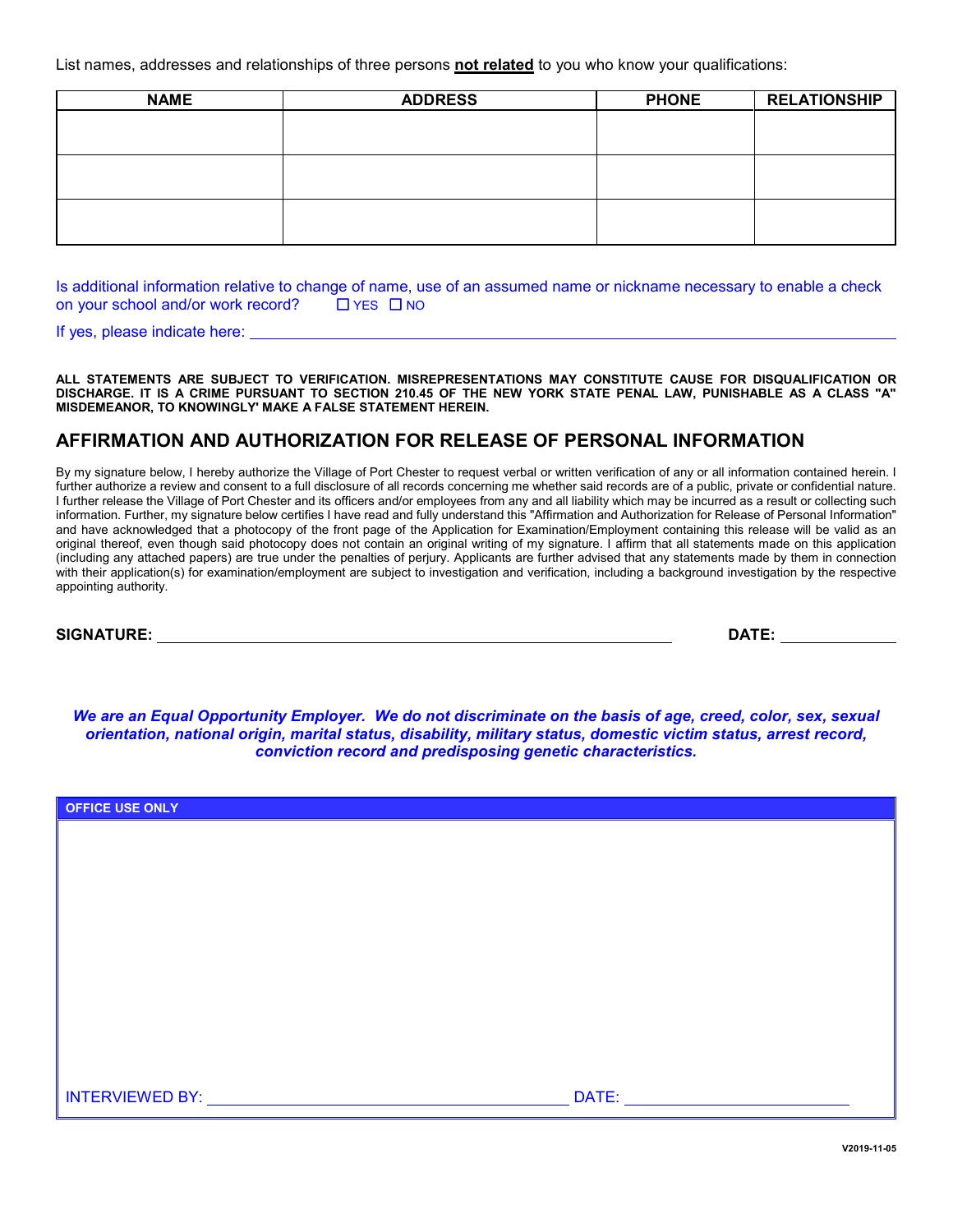List names, addresses and relationships of three persons **not related** to you who know your qualifications:

| NAME | ADDRESS | PHONE | RELATIONSHIP |
|---|---|---|---|
| | | | |
| | | | |
| | | | |

Is additional information relative to change of name, use of an assumed name or nickname necessary to enable a check on your school and/or work record? ☐ YES ☐ NO

If yes, please indicate here: ______________________________________________________________

**ALL STATEMENTS ARE SUBJECT TO VERIFICATION. MISREPRESENTATIONS MAY CONSTITUTE CAUSE FOR DISQUALIFICATION OR DISCHARGE. IT IS A CRIME PURSUANT TO SECTION 210.45 OF THE NEW YORK STATE PENAL LAW, PUNISHABLE AS A CLASS "A" MISDEMEANOR, TO KNOWINGLY' MAKE A FALSE STATEMENT HEREIN.**

## AFFIRMATION AND AUTHORIZATION FOR RELEASE OF PERSONAL INFORMATION

By my signature below, I hereby authorize the Village of Port Chester to request verbal or written verification of any or all information contained herein. I further authorize a review and consent to a full disclosure of all records concerning me whether said records are of a public, private or confidential nature. I further release the Village of Port Chester and its officers and/or employees from any and all liability which may be incurred as a result or collecting such information. Further, my signature below certifies I have read and fully understand this "Affirmation and Authorization for Release of Personal Information" and have acknowledged that a photocopy of the front page of the Application for Examination/Employment containing this release will be valid as an original thereof, even though said photocopy does not contain an original writing of my signature. I affirm that all statements made on this application (including any attached papers) are true under the penalties of perjury. Applicants are further advised that any statements made by them in connection with their application(s) for examination/employment are subject to investigation and verification, including a background investigation by the respective appointing authority.

**SIGNATURE:** ______________________________________________ **DATE:** ______________

***We are an Equal Opportunity Employer. We do not discriminate on the basis of age, creed, color, sex, sexual orientation, national origin, marital status, disability, military status, domestic victim status, arrest record, conviction record and predisposing genetic characteristics.***

**OFFICE USE ONLY**

INTERVIEWED BY: ______________________________________ DATE: ______________________

V2019-11-05